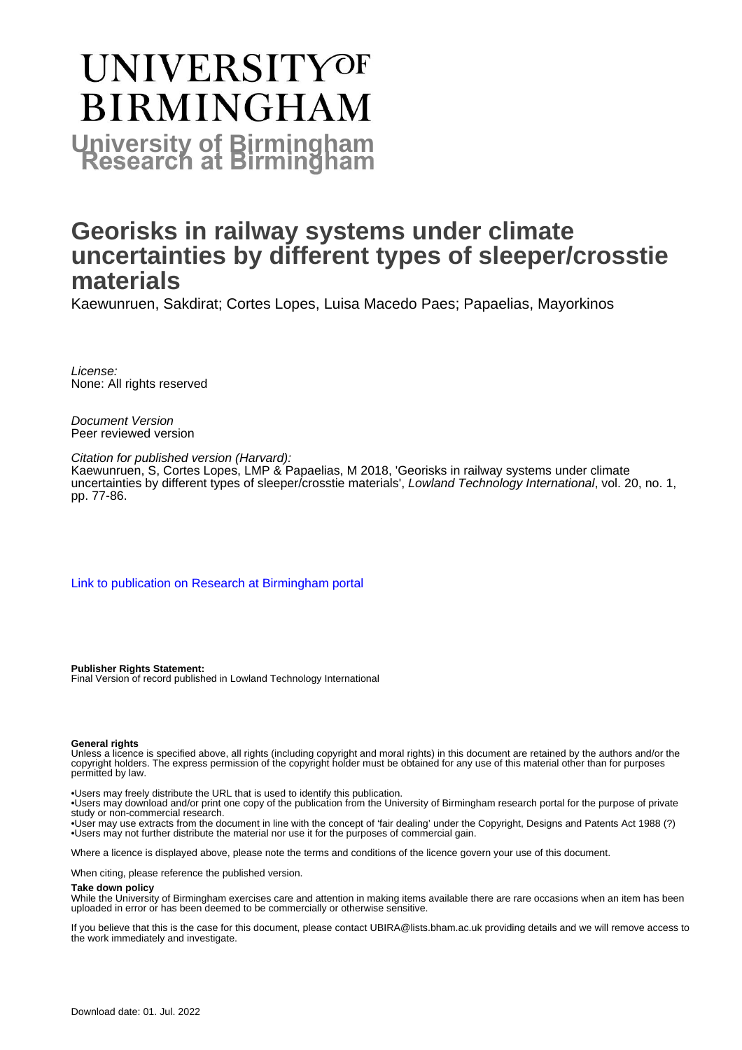# UNIVERSITY OF BIRMINGHAM

**University of Birmingham Research at Birmingham**

# Georisks in railway systems under climate uncertainties by different types of sleeper/crosstie materials

Kaewunruen, Sakdirat; Cortes Lopes, Luisa Macedo Paes; Papaelias, Mayorkinos

*License:*
None: All rights reserved

*Document Version*
Peer reviewed version

*Citation for published version (Harvard):*
Kaewunruen, S, Cortes Lopes, LMP & Papaelias, M 2018, 'Georisks in railway systems under climate uncertainties by different types of sleeper/crosstie materials', *Lowland Technology International*, vol. 20, no. 1, pp. 77-86.

[Link to publication on Research at Birmingham portal](#)

**Publisher Rights Statement:**
Final Version of record published in Lowland Technology International

**General rights**
Unless a licence is specified above, all rights (including copyright and moral rights) in this document are retained by the authors and/or the copyright holders. The express permission of the copyright holder must be obtained for any use of this material other than for purposes permitted by law.

•Users may freely distribute the URL that is used to identify this publication.
•Users may download and/or print one copy of the publication from the University of Birmingham research portal for the purpose of private study or non-commercial research.
•User may use extracts from the document in line with the concept of 'fair dealing' under the Copyright, Designs and Patents Act 1988 (?)
•Users may not further distribute the material nor use it for the purposes of commercial gain.

Where a licence is displayed above, please note the terms and conditions of the licence govern your use of this document.

When citing, please reference the published version.

**Take down policy**
While the University of Birmingham exercises care and attention in making items available there are rare occasions when an item has been uploaded in error or has been deemed to be commercially or otherwise sensitive.

If you believe that this is the case for this document, please contact UBIRA@lists.bham.ac.uk providing details and we will remove access to the work immediately and investigate.

Download date: 01. Jul. 2022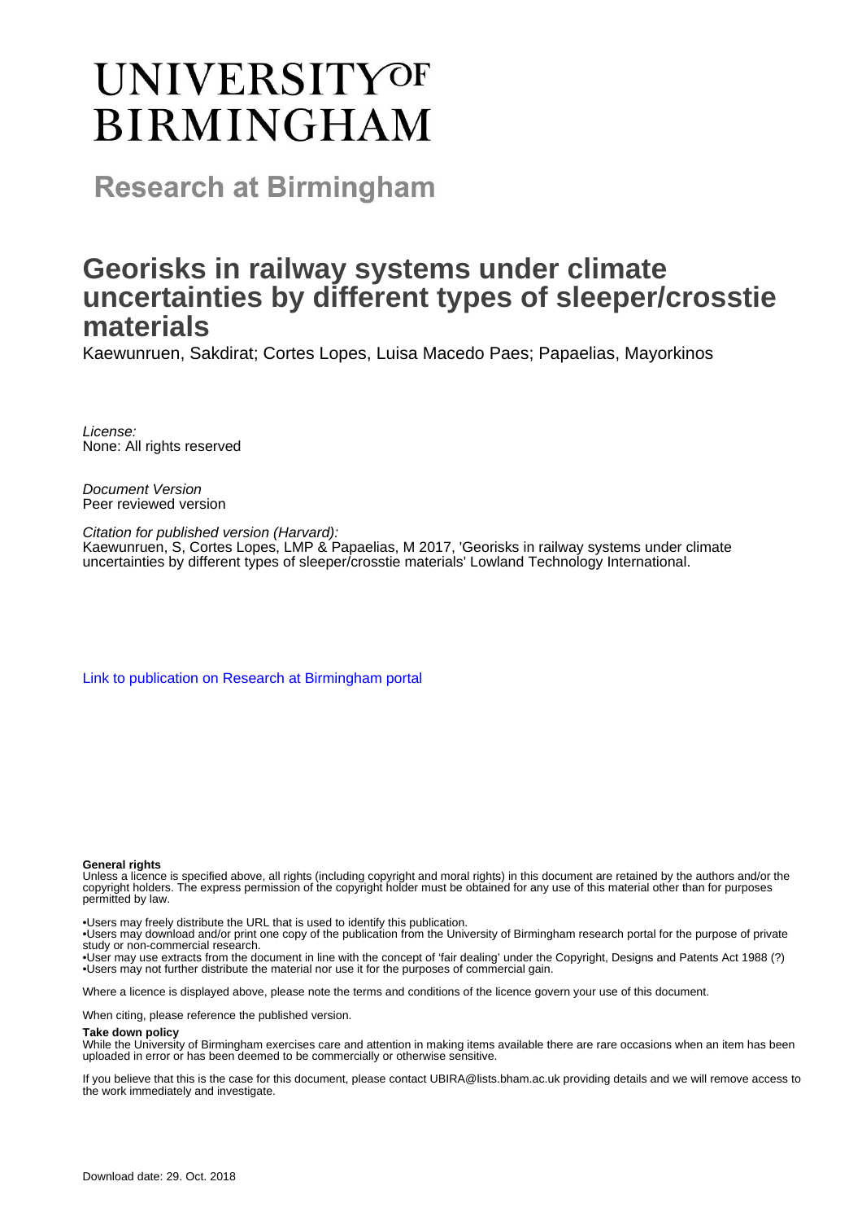# UNIVERSITY OF BIRMINGHAM

## Research at Birmingham

# Georisks in railway systems under climate uncertainties by different types of sleeper/crosstie materials

Kaewunruen, Sakdirat; Cortes Lopes, Luisa Macedo Paes; Papaelias, Mayorkinos

*License:*
None: All rights reserved

*Document Version*
Peer reviewed version

*Citation for published version (Harvard):*
Kaewunruen, S, Cortes Lopes, LMP & Papaelias, M 2017, 'Georisks in railway systems under climate uncertainties by different types of sleeper/crosstie materials' Lowland Technology International.

Link to publication on Research at Birmingham portal

**General rights**
Unless a licence is specified above, all rights (including copyright and moral rights) in this document are retained by the authors and/or the copyright holders. The express permission of the copyright holder must be obtained for any use of this material other than for purposes permitted by law.

•Users may freely distribute the URL that is used to identify this publication.
•Users may download and/or print one copy of the publication from the University of Birmingham research portal for the purpose of private study or non-commercial research.
•User may use extracts from the document in line with the concept of 'fair dealing' under the Copyright, Designs and Patents Act 1988 (?)
•Users may not further distribute the material nor use it for the purposes of commercial gain.

Where a licence is displayed above, please note the terms and conditions of the licence govern your use of this document.

When citing, please reference the published version.

**Take down policy**
While the University of Birmingham exercises care and attention in making items available there are rare occasions when an item has been uploaded in error or has been deemed to be commercially or otherwise sensitive.

If you believe that this is the case for this document, please contact UBIRA@lists.bham.ac.uk providing details and we will remove access to the work immediately and investigate.

Download date: 29. Oct. 2018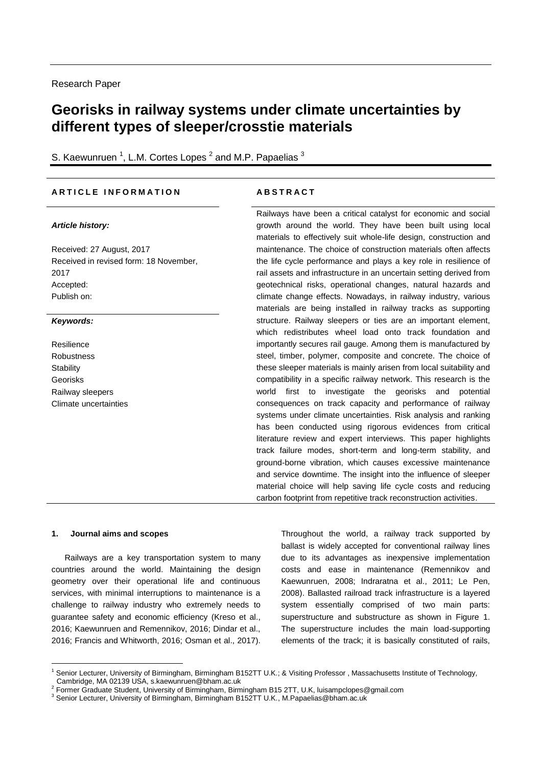Research Paper

# Georisks in railway systems under climate uncertainties by different types of sleeper/crosstie materials

S. Kaewunruen [1], L.M. Cortes Lopes [2] and M.P. Papaelias [3]

**ARTICLE INFORMATION**

***Article history:***

Received: 27 August, 2017
Received in revised form: 18 November, 2017
Accepted:
Publish on:

***Keywords:***

Resilience
Robustness
Stability
Georisks
Railway sleepers
Climate uncertainties

**ABSTRACT**

Railways have been a critical catalyst for economic and social growth around the world. They have been built using local materials to effectively suit whole-life design, construction and maintenance. The choice of construction materials often affects the life cycle performance and plays a key role in resilience of rail assets and infrastructure in an uncertain setting derived from geotechnical risks, operational changes, natural hazards and climate change effects. Nowadays, in railway industry, various materials are being installed in railway tracks as supporting structure. Railway sleepers or ties are an important element, which redistributes wheel load onto track foundation and importantly secures rail gauge. Among them is manufactured by steel, timber, polymer, composite and concrete. The choice of these sleeper materials is mainly arisen from local suitability and compatibility in a specific railway network. This research is the world first to investigate the georisks and potential consequences on track capacity and performance of railway systems under climate uncertainties. Risk analysis and ranking has been conducted using rigorous evidences from critical literature review and expert interviews. This paper highlights track failure modes, short-term and long-term stability, and ground-borne vibration, which causes excessive maintenance and service downtime. The insight into the influence of sleeper material choice will help saving life cycle costs and reducing carbon footprint from repetitive track reconstruction activities.

## 1. Journal aims and scopes

Railways are a key transportation system to many countries around the world. Maintaining the design geometry over their operational life and continuous services, with minimal interruptions to maintenance is a challenge to railway industry who extremely needs to guarantee safety and economic efficiency (Kreso et al., 2016; Kaewunruen and Remennikov, 2016; Dindar et al., 2016; Francis and Whitworth, 2016; Osman et al., 2017). Throughout the world, a railway track supported by ballast is widely accepted for conventional railway lines due to its advantages as inexpensive implementation costs and ease in maintenance (Remennikov and Kaewunruen, 2008; Indraratna et al., 2011; Le Pen, 2008). Ballasted railroad track infrastructure is a layered system essentially comprised of two main parts: superstructure and substructure as shown in Figure 1. The superstructure includes the main load-supporting elements of the track; it is basically constituted of rails,

[1] Senior Lecturer, University of Birmingham, Birmingham B152TT U.K.; & Visiting Professor , Massachusetts Institute of Technology, Cambridge, MA 02139 USA, s.kaewunruen@bham.ac.uk
[2] Former Graduate Student, University of Birmingham, Birmingham B15 2TT, U.K, luisampclopes@gmail.com
[3] Senior Lecturer, University of Birmingham, Birmingham B152TT U.K., M.Papaelias@bham.ac.uk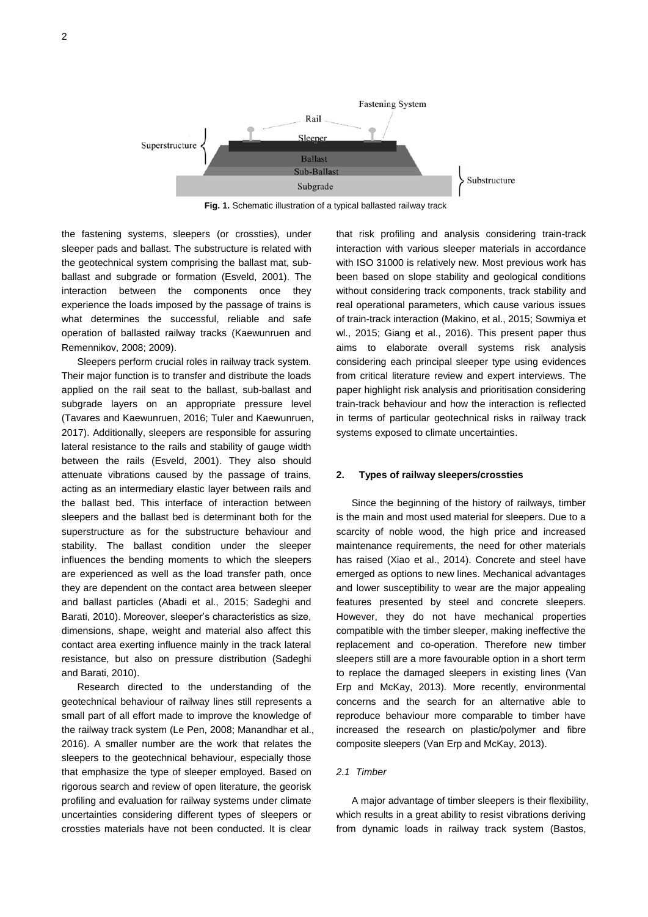Fig. 1. Schematic illustration of a typical ballasted railway track

the fastening systems, sleepers (or crossties), under sleeper pads and ballast. The substructure is related with the geotechnical system comprising the ballast mat, sub-ballast and subgrade or formation (Esveld, 2001). The interaction between the components once they experience the loads imposed by the passage of trains is what determines the successful, reliable and safe operation of ballasted railway tracks (Kaewunruen and Remennikov, 2008; 2009).

Sleepers perform crucial roles in railway track system. Their major function is to transfer and distribute the loads applied on the rail seat to the ballast, sub-ballast and subgrade layers on an appropriate pressure level (Tavares and Kaewunruen, 2016; Tuler and Kaewunruen, 2017). Additionally, sleepers are responsible for assuring lateral resistance to the rails and stability of gauge width between the rails (Esveld, 2001). They also should attenuate vibrations caused by the passage of trains, acting as an intermediary elastic layer between rails and the ballast bed. This interface of interaction between sleepers and the ballast bed is determinant both for the superstructure as for the substructure behaviour and stability. The ballast condition under the sleeper influences the bending moments to which the sleepers are experienced as well as the load transfer path, once they are dependent on the contact area between sleeper and ballast particles (Abadi et al., 2015; Sadeghi and Barati, 2010). Moreover, sleeper's characteristics as size, dimensions, shape, weight and material also affect this contact area exerting influence mainly in the track lateral resistance, but also on pressure distribution (Sadeghi and Barati, 2010).

Research directed to the understanding of the geotechnical behaviour of railway lines still represents a small part of all effort made to improve the knowledge of the railway track system (Le Pen, 2008; Manandhar et al., 2016). A smaller number are the work that relates the sleepers to the geotechnical behaviour, especially those that emphasize the type of sleeper employed. Based on rigorous search and review of open literature, the georisk profiling and evaluation for railway systems under climate uncertainties considering different types of sleepers or crossties materials have not been conducted. It is clear that risk profiling and analysis considering train-track interaction with various sleeper materials in accordance with ISO 31000 is relatively new. Most previous work has been based on slope stability and geological conditions without considering track components, track stability and real operational parameters, which cause various issues of train-track interaction (Makino, et al., 2015; Sowmiya et wl., 2015; Giang et al., 2016). This present paper thus aims to elaborate overall systems risk analysis considering each principal sleeper type using evidences from critical literature review and expert interviews. The paper highlight risk analysis and prioritisation considering train-track behaviour and how the interaction is reflected in terms of particular geotechnical risks in railway track systems exposed to climate uncertainties.

## 2. Types of railway sleepers/crossties

Since the beginning of the history of railways, timber is the main and most used material for sleepers. Due to a scarcity of noble wood, the high price and increased maintenance requirements, the need for other materials has raised (Xiao et al., 2014). Concrete and steel have emerged as options to new lines. Mechanical advantages and lower susceptibility to wear are the major appealing features presented by steel and concrete sleepers. However, they do not have mechanical properties compatible with the timber sleeper, making ineffective the replacement and co-operation. Therefore new timber sleepers still are a more favourable option in a short term to replace the damaged sleepers in existing lines (Van Erp and McKay, 2013). More recently, environmental concerns and the search for an alternative able to reproduce behaviour more comparable to timber have increased the research on plastic/polymer and fibre composite sleepers (Van Erp and McKay, 2013).

### *2.1 Timber*

A major advantage of timber sleepers is their flexibility, which results in a great ability to resist vibrations deriving from dynamic loads in railway track system (Bastos,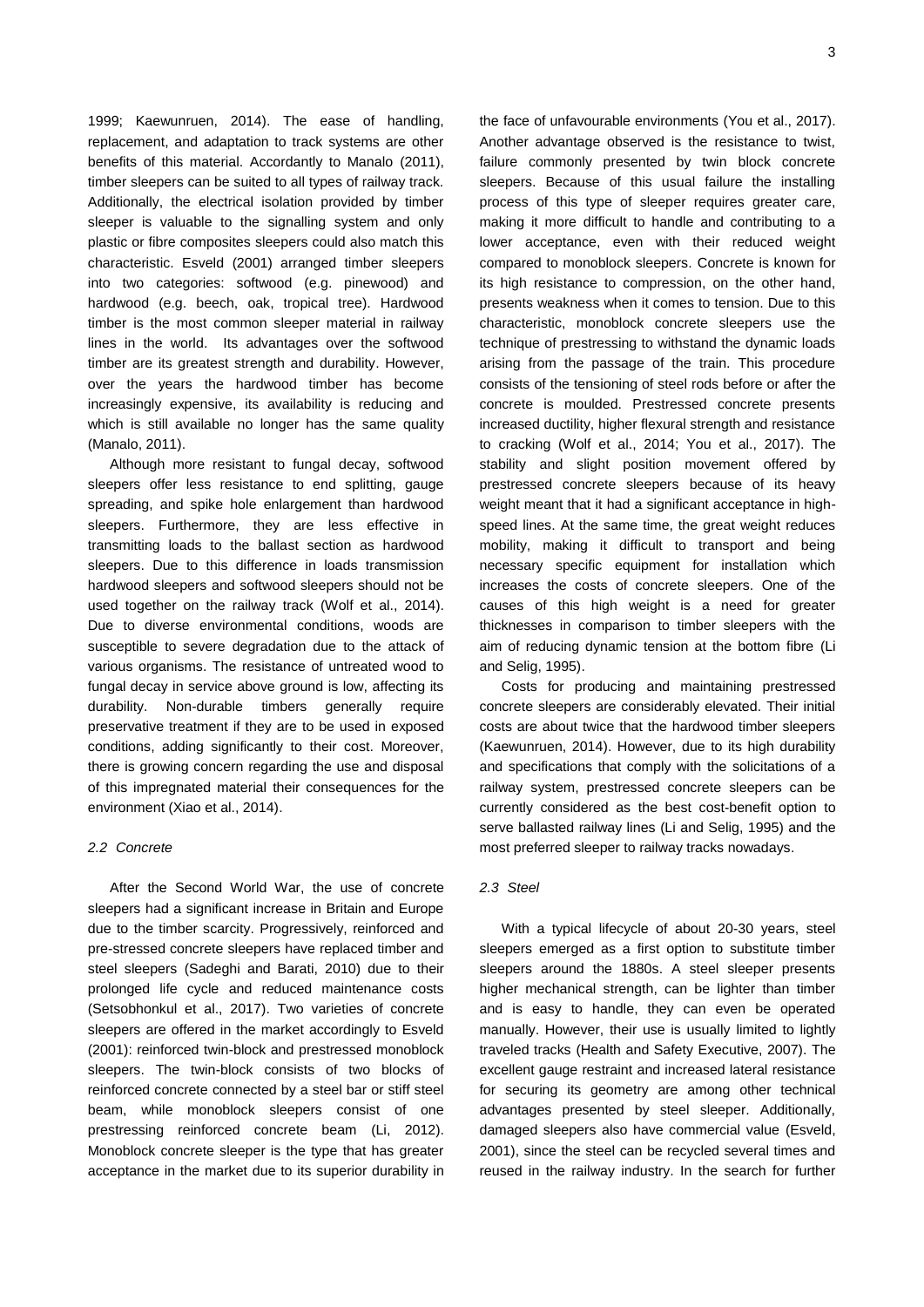1999; Kaewunruen, 2014). The ease of handling, replacement, and adaptation to track systems are other benefits of this material. Accordantly to Manalo (2011), timber sleepers can be suited to all types of railway track. Additionally, the electrical isolation provided by timber sleeper is valuable to the signalling system and only plastic or fibre composites sleepers could also match this characteristic. Esveld (2001) arranged timber sleepers into two categories: softwood (e.g. pinewood) and hardwood (e.g. beech, oak, tropical tree). Hardwood timber is the most common sleeper material in railway lines in the world. Its advantages over the softwood timber are its greatest strength and durability. However, over the years the hardwood timber has become increasingly expensive, its availability is reducing and which is still available no longer has the same quality (Manalo, 2011).

Although more resistant to fungal decay, softwood sleepers offer less resistance to end splitting, gauge spreading, and spike hole enlargement than hardwood sleepers. Furthermore, they are less effective in transmitting loads to the ballast section as hardwood sleepers. Due to this difference in loads transmission hardwood sleepers and softwood sleepers should not be used together on the railway track (Wolf et al., 2014). Due to diverse environmental conditions, woods are susceptible to severe degradation due to the attack of various organisms. The resistance of untreated wood to fungal decay in service above ground is low, affecting its durability. Non-durable timbers generally require preservative treatment if they are to be used in exposed conditions, adding significantly to their cost. Moreover, there is growing concern regarding the use and disposal of this impregnated material their consequences for the environment (Xiao et al., 2014).

### *2.2 Concrete*

After the Second World War, the use of concrete sleepers had a significant increase in Britain and Europe due to the timber scarcity. Progressively, reinforced and pre-stressed concrete sleepers have replaced timber and steel sleepers (Sadeghi and Barati, 2010) due to their prolonged life cycle and reduced maintenance costs (Setsobhonkul et al., 2017). Two varieties of concrete sleepers are offered in the market accordingly to Esveld (2001): reinforced twin-block and prestressed monoblock sleepers. The twin-block consists of two blocks of reinforced concrete connected by a steel bar or stiff steel beam, while monoblock sleepers consist of one prestressing reinforced concrete beam (Li, 2012). Monoblock concrete sleeper is the type that has greater acceptance in the market due to its superior durability in the face of unfavourable environments (You et al., 2017). Another advantage observed is the resistance to twist, failure commonly presented by twin block concrete sleepers. Because of this usual failure the installing process of this type of sleeper requires greater care, making it more difficult to handle and contributing to a lower acceptance, even with their reduced weight compared to monoblock sleepers. Concrete is known for its high resistance to compression, on the other hand, presents weakness when it comes to tension. Due to this characteristic, monoblock concrete sleepers use the technique of prestressing to withstand the dynamic loads arising from the passage of the train. This procedure consists of the tensioning of steel rods before or after the concrete is moulded. Prestressed concrete presents increased ductility, higher flexural strength and resistance to cracking (Wolf et al., 2014; You et al., 2017). The stability and slight position movement offered by prestressed concrete sleepers because of its heavy weight meant that it had a significant acceptance in high-speed lines. At the same time, the great weight reduces mobility, making it difficult to transport and being necessary specific equipment for installation which increases the costs of concrete sleepers. One of the causes of this high weight is a need for greater thicknesses in comparison to timber sleepers with the aim of reducing dynamic tension at the bottom fibre (Li and Selig, 1995).

Costs for producing and maintaining prestressed concrete sleepers are considerably elevated. Their initial costs are about twice that the hardwood timber sleepers (Kaewunruen, 2014). However, due to its high durability and specifications that comply with the solicitations of a railway system, prestressed concrete sleepers can be currently considered as the best cost-benefit option to serve ballasted railway lines (Li and Selig, 1995) and the most preferred sleeper to railway tracks nowadays.

### *2.3 Steel*

With a typical lifecycle of about 20-30 years, steel sleepers emerged as a first option to substitute timber sleepers around the 1880s. A steel sleeper presents higher mechanical strength, can be lighter than timber and is easy to handle, they can even be operated manually. However, their use is usually limited to lightly traveled tracks (Health and Safety Executive, 2007). The excellent gauge restraint and increased lateral resistance for securing its geometry are among other technical advantages presented by steel sleeper. Additionally, damaged sleepers also have commercial value (Esveld, 2001), since the steel can be recycled several times and reused in the railway industry. In the search for further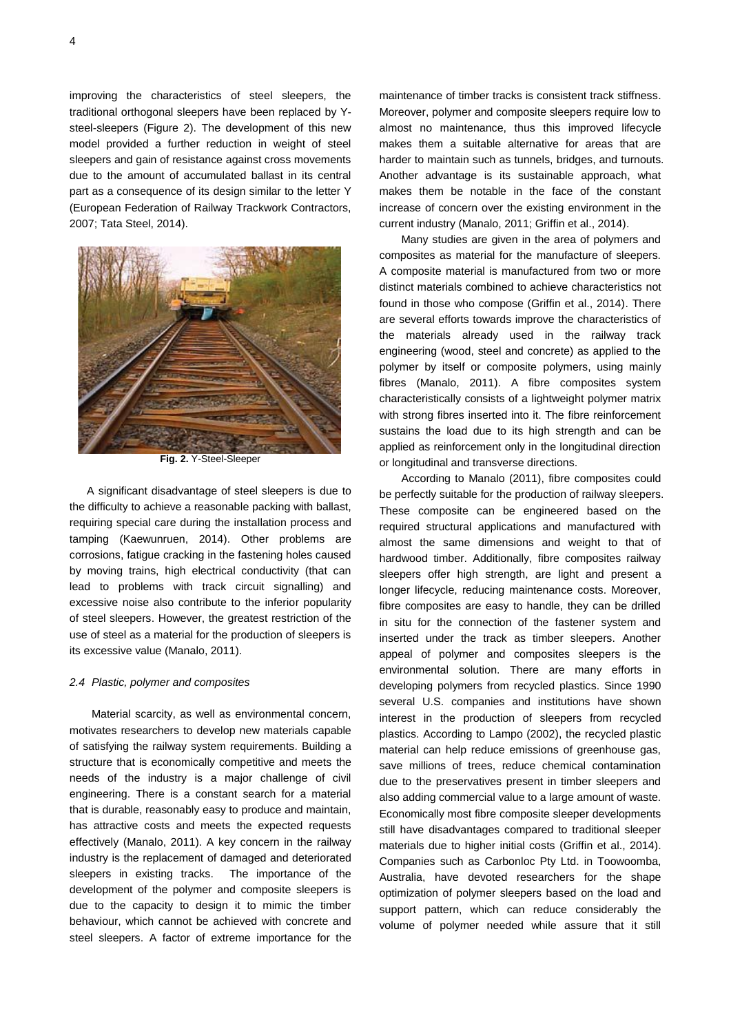improving the characteristics of steel sleepers, the traditional orthogonal sleepers have been replaced by Y-steel-sleepers (Figure 2). The development of this new model provided a further reduction in weight of steel sleepers and gain of resistance against cross movements due to the amount of accumulated ballast in its central part as a consequence of its design similar to the letter Y (European Federation of Railway Trackwork Contractors, 2007; Tata Steel, 2014).

**Fig. 2.** Y-Steel-Sleeper

A significant disadvantage of steel sleepers is due to the difficulty to achieve a reasonable packing with ballast, requiring special care during the installation process and tamping (Kaewunruen, 2014). Other problems are corrosions, fatigue cracking in the fastening holes caused by moving trains, high electrical conductivity (that can lead to problems with track circuit signalling) and excessive noise also contribute to the inferior popularity of steel sleepers. However, the greatest restriction of the use of steel as a material for the production of sleepers is its excessive value (Manalo, 2011).

### *2.4 Plastic, polymer and composites*

Material scarcity, as well as environmental concern, motivates researchers to develop new materials capable of satisfying the railway system requirements. Building a structure that is economically competitive and meets the needs of the industry is a major challenge of civil engineering. There is a constant search for a material that is durable, reasonably easy to produce and maintain, has attractive costs and meets the expected requests effectively (Manalo, 2011). A key concern in the railway industry is the replacement of damaged and deteriorated sleepers in existing tracks. The importance of the development of the polymer and composite sleepers is due to the capacity to design it to mimic the timber behaviour, which cannot be achieved with concrete and steel sleepers. A factor of extreme importance for the maintenance of timber tracks is consistent track stiffness. Moreover, polymer and composite sleepers require low to almost no maintenance, thus this improved lifecycle makes them a suitable alternative for areas that are harder to maintain such as tunnels, bridges, and turnouts. Another advantage is its sustainable approach, what makes them be notable in the face of the constant increase of concern over the existing environment in the current industry (Manalo, 2011; Griffin et al., 2014).

Many studies are given in the area of polymers and composites as material for the manufacture of sleepers. A composite material is manufactured from two or more distinct materials combined to achieve characteristics not found in those who compose (Griffin et al., 2014). There are several efforts towards improve the characteristics of the materials already used in the railway track engineering (wood, steel and concrete) as applied to the polymer by itself or composite polymers, using mainly fibres (Manalo, 2011). A fibre composites system characteristically consists of a lightweight polymer matrix with strong fibres inserted into it. The fibre reinforcement sustains the load due to its high strength and can be applied as reinforcement only in the longitudinal direction or longitudinal and transverse directions.

According to Manalo (2011), fibre composites could be perfectly suitable for the production of railway sleepers. These composite can be engineered based on the required structural applications and manufactured with almost the same dimensions and weight to that of hardwood timber. Additionally, fibre composites railway sleepers offer high strength, are light and present a longer lifecycle, reducing maintenance costs. Moreover, fibre composites are easy to handle, they can be drilled in situ for the connection of the fastener system and inserted under the track as timber sleepers. Another appeal of polymer and composites sleepers is the environmental solution. There are many efforts in developing polymers from recycled plastics. Since 1990 several U.S. companies and institutions have shown interest in the production of sleepers from recycled plastics. According to Lampo (2002), the recycled plastic material can help reduce emissions of greenhouse gas, save millions of trees, reduce chemical contamination due to the preservatives present in timber sleepers and also adding commercial value to a large amount of waste. Economically most fibre composite sleeper developments still have disadvantages compared to traditional sleeper materials due to higher initial costs (Griffin et al., 2014). Companies such as Carbonloc Pty Ltd. in Toowoomba, Australia, have devoted researchers for the shape optimization of polymer sleepers based on the load and support pattern, which can reduce considerably the volume of polymer needed while assure that it still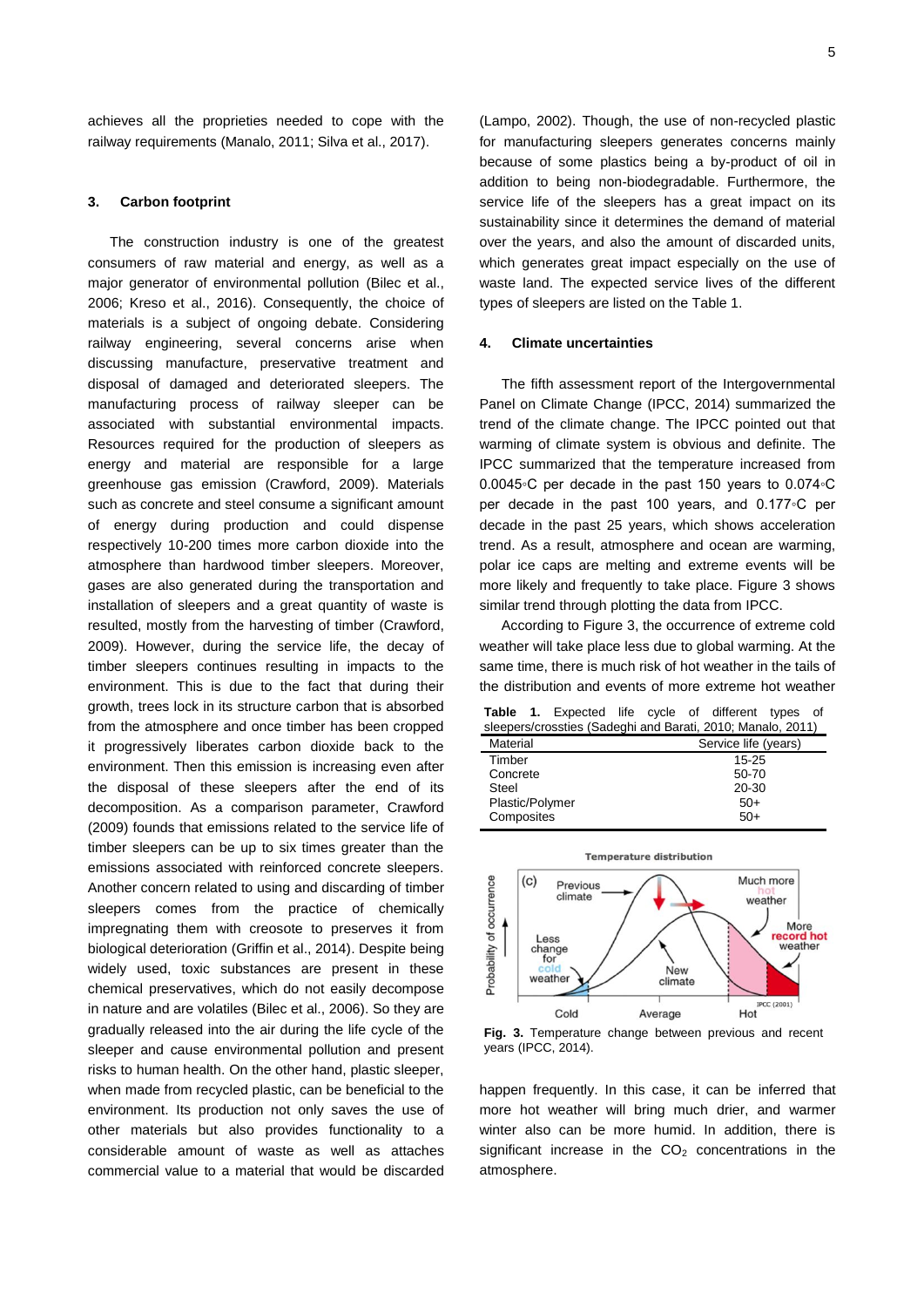achieves all the proprieties needed to cope with the railway requirements (Manalo, 2011; Silva et al., 2017).

## 3. Carbon footprint

The construction industry is one of the greatest consumers of raw material and energy, as well as a major generator of environmental pollution (Bilec et al., 2006; Kreso et al., 2016). Consequently, the choice of materials is a subject of ongoing debate. Considering railway engineering, several concerns arise when discussing manufacture, preservative treatment and disposal of damaged and deteriorated sleepers. The manufacturing process of railway sleeper can be associated with substantial environmental impacts. Resources required for the production of sleepers as energy and material are responsible for a large greenhouse gas emission (Crawford, 2009). Materials such as concrete and steel consume a significant amount of energy during production and could dispense respectively 10-200 times more carbon dioxide into the atmosphere than hardwood timber sleepers. Moreover, gases are also generated during the transportation and installation of sleepers and a great quantity of waste is resulted, mostly from the harvesting of timber (Crawford, 2009). However, during the service life, the decay of timber sleepers continues resulting in impacts to the environment. This is due to the fact that during their growth, trees lock in its structure carbon that is absorbed from the atmosphere and once timber has been cropped it progressively liberates carbon dioxide back to the environment. Then this emission is increasing even after the disposal of these sleepers after the end of its decomposition. As a comparison parameter, Crawford (2009) founds that emissions related to the service life of timber sleepers can be up to six times greater than the emissions associated with reinforced concrete sleepers. Another concern related to using and discarding of timber sleepers comes from the practice of chemically impregnating them with creosote to preserves it from biological deterioration (Griffin et al., 2014). Despite being widely used, toxic substances are present in these chemical preservatives, which do not easily decompose in nature and are volatiles (Bilec et al., 2006). So they are gradually released into the air during the life cycle of the sleeper and cause environmental pollution and present risks to human health. On the other hand, plastic sleeper, when made from recycled plastic, can be beneficial to the environment. Its production not only saves the use of other materials but also provides functionality to a considerable amount of waste as well as attaches commercial value to a material that would be discarded (Lampo, 2002). Though, the use of non-recycled plastic for manufacturing sleepers generates concerns mainly because of some plastics being a by-product of oil in addition to being non-biodegradable. Furthermore, the service life of the sleepers has a great impact on its sustainability since it determines the demand of material over the years, and also the amount of discarded units, which generates great impact especially on the use of waste land. The expected service lives of the different types of sleepers are listed on the Table 1.

## 4. Climate uncertainties

The fifth assessment report of the Intergovernmental Panel on Climate Change (IPCC, 2014) summarized the trend of the climate change. The IPCC pointed out that warming of climate system is obvious and definite. The IPCC summarized that the temperature increased from 0.0045◦C per decade in the past 150 years to 0.074◦C per decade in the past 100 years, and 0.177◦C per decade in the past 25 years, which shows acceleration trend. As a result, atmosphere and ocean are warming, polar ice caps are melting and extreme events will be more likely and frequently to take place. Figure 3 shows similar trend through plotting the data from IPCC.

According to Figure 3, the occurrence of extreme cold weather will take place less due to global warming. At the same time, there is much risk of hot weather in the tails of the distribution and events of more extreme hot weather happen frequently. In this case, it can be inferred that more hot weather will bring much drier, and warmer winter also can be more humid. In addition, there is significant increase in the $CO_2$ concentrations in the atmosphere.

**Table 1.** Expected life cycle of different types of sleepers/crossties (Sadeghi and Barati, 2010; Manalo, 2011)

| Material | Service life (years) |
|---|---|
| Timber | 15-25 |
| Concrete | 50-70 |
| Steel | 20-30 |
| Plastic/Polymer | 50+ |
| Composites | 50+ |

**Fig. 3.** Temperature change between previous and recent years (IPCC, 2014).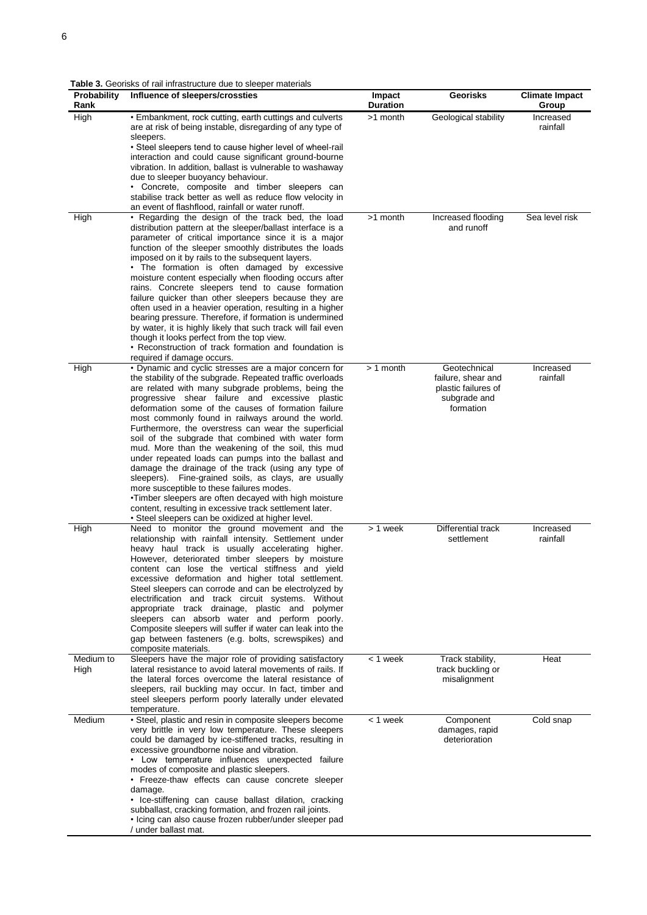**Table 3.** Georisks of rail infrastructure due to sleeper materials

| Probability Rank | Influence of sleepers/crossties | Impact Duration | Georisks | Climate Impact Group |
|---|---|---|---|---|
| High | • Embankment, rock cutting, earth cuttings and culverts are at risk of being instable, disregarding of any type of sleepers.<br>• Steel sleepers tend to cause higher level of wheel-rail interaction and could cause significant ground-bourne vibration. In addition, ballast is vulnerable to washaway due to sleeper buoyancy behaviour.<br>• Concrete, composite and timber sleepers can stabilise track better as well as reduce flow velocity in an event of flashflood, rainfall or water runoff. | >1 month | Geological stability | Increased rainfall |
| High | • Regarding the design of the track bed, the load distribution pattern at the sleeper/ballast interface is a parameter of critical importance since it is a major function of the sleeper smoothly distributes the loads imposed on it by rails to the subsequent layers.<br>• The formation is often damaged by excessive moisture content especially when flooding occurs after rains. Concrete sleepers tend to cause formation failure quicker than other sleepers because they are often used in a heavier operation, resulting in a higher bearing pressure. Therefore, if formation is undermined by water, it is highly likely that such track will fail even though it looks perfect from the top view.<br>• Reconstruction of track formation and foundation is required if damage occurs. | >1 month | Increased flooding and runoff | Sea level risk |
| High | • Dynamic and cyclic stresses are a major concern for the stability of the subgrade. Repeated traffic overloads are related with many subgrade problems, being the progressive shear failure and excessive plastic deformation some of the causes of formation failure most commonly found in railways around the world. Furthermore, the overstress can wear the superficial soil of the subgrade that combined with water form mud. More than the weakening of the soil, this mud under repeated loads can pumps into the ballast and damage the drainage of the track (using any type of sleepers). Fine-grained soils, as clays, are usually more susceptible to these failures modes.<br>•Timber sleepers are often decayed with high moisture content, resulting in excessive track settlement later.<br>• Steel sleepers can be oxidized at higher level. | > 1 month | Geotechnical failure, shear and plastic failures of subgrade and formation | Increased rainfall |
| High | Need to monitor the ground movement and the relationship with rainfall intensity. Settlement under heavy haul track is usually accelerating higher. However, deteriorated timber sleepers by moisture content can lose the vertical stiffness and yield excessive deformation and higher total settlement. Steel sleepers can corrode and can be electrolyzed by electrification and track circuit systems. Without appropriate track drainage, plastic and polymer sleepers can absorb water and perform poorly. Composite sleepers will suffer if water can leak into the gap between fasteners (e.g. bolts, screwspikes) and composite materials. | > 1 week | Differential track settlement | Increased rainfall |
| Medium to High | Sleepers have the major role of providing satisfactory lateral resistance to avoid lateral movements of rails. If the lateral forces overcome the lateral resistance of sleepers, rail buckling may occur. In fact, timber and steel sleepers perform poorly laterally under elevated temperature. | < 1 week | Track stability, track buckling or misalignment | Heat |
| Medium | • Steel, plastic and resin in composite sleepers become very brittle in very low temperature. These sleepers could be damaged by ice-stiffened tracks, resulting in excessive groundborne noise and vibration.<br>• Low temperature influences unexpected failure modes of composite and plastic sleepers.<br>• Freeze-thaw effects can cause concrete sleeper damage.<br>• Ice-stiffening can cause ballast dilation, cracking subballast, cracking formation, and frozen rail joints.<br>• Icing can also cause frozen rubber/under sleeper pad / under ballast mat. | < 1 week | Component damages, rapid deterioration | Cold snap |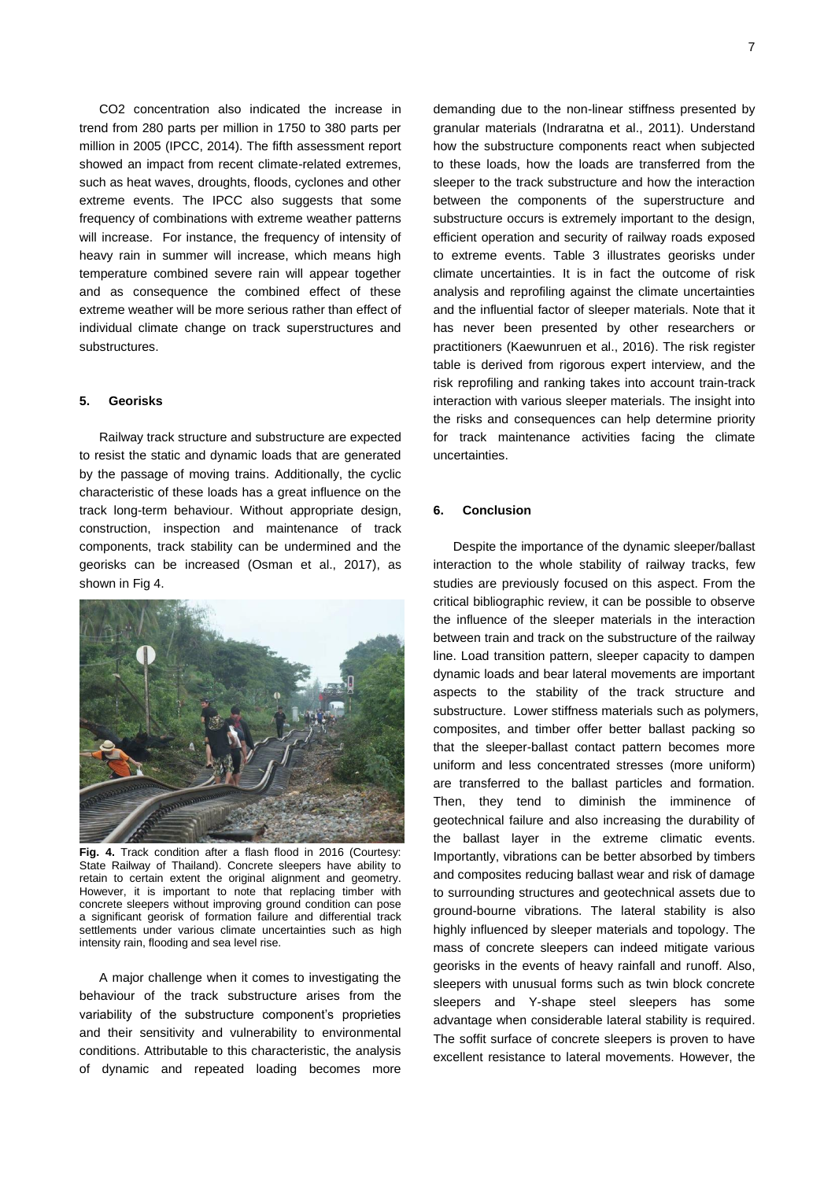$CO_2$ concentration also indicated the increase in trend from 280 parts per million in 1750 to 380 parts per million in 2005 (IPCC, 2014). The fifth assessment report showed an impact from recent climate-related extremes, such as heat waves, droughts, floods, cyclones and other extreme events. The IPCC also suggests that some frequency of combinations with extreme weather patterns will increase. For instance, the frequency of intensity of heavy rain in summer will increase, which means high temperature combined severe rain will appear together and as consequence the combined effect of these extreme weather will be more serious rather than effect of individual climate change on track superstructures and substructures.

## 5. Georisks

Railway track structure and substructure are expected to resist the static and dynamic loads that are generated by the passage of moving trains. Additionally, the cyclic characteristic of these loads has a great influence on the track long-term behaviour. Without appropriate design, construction, inspection and maintenance of track components, track stability can be undermined and the georisks can be increased (Osman et al., 2017), as shown in Fig 4.

**Fig. 4.** Track condition after a flash flood in 2016 (Courtesy: State Railway of Thailand). Concrete sleepers have ability to retain to certain extent the original alignment and geometry. However, it is important to note that replacing timber with concrete sleepers without improving ground condition can pose a significant georisk of formation failure and differential track settlements under various climate uncertainties such as high intensity rain, flooding and sea level rise.

A major challenge when it comes to investigating the behaviour of the track substructure arises from the variability of the substructure component's proprieties and their sensitivity and vulnerability to environmental conditions. Attributable to this characteristic, the analysis of dynamic and repeated loading becomes more demanding due to the non-linear stiffness presented by granular materials (Indraratna et al., 2011). Understand how the substructure components react when subjected to these loads, how the loads are transferred from the sleeper to the track substructure and how the interaction between the components of the superstructure and substructure occurs is extremely important to the design, efficient operation and security of railway roads exposed to extreme events. Table 3 illustrates georisks under climate uncertainties. It is in fact the outcome of risk analysis and reprofiling against the climate uncertainties and the influential factor of sleeper materials. Note that it has never been presented by other researchers or practitioners (Kaewunruen et al., 2016). The risk register table is derived from rigorous expert interview, and the risk reprofiling and ranking takes into account train-track interaction with various sleeper materials. The insight into the risks and consequences can help determine priority for track maintenance activities facing the climate uncertainties.

## 6. Conclusion

Despite the importance of the dynamic sleeper/ballast interaction to the whole stability of railway tracks, few studies are previously focused on this aspect. From the critical bibliographic review, it can be possible to observe the influence of the sleeper materials in the interaction between train and track on the substructure of the railway line. Load transition pattern, sleeper capacity to dampen dynamic loads and bear lateral movements are important aspects to the stability of the track structure and substructure. Lower stiffness materials such as polymers, composites, and timber offer better ballast packing so that the sleeper-ballast contact pattern becomes more uniform and less concentrated stresses (more uniform) are transferred to the ballast particles and formation. Then, they tend to diminish the imminence of geotechnical failure and also increasing the durability of the ballast layer in the extreme climatic events. Importantly, vibrations can be better absorbed by timbers and composites reducing ballast wear and risk of damage to surrounding structures and geotechnical assets due to ground-bourne vibrations. The lateral stability is also highly influenced by sleeper materials and topology. The mass of concrete sleepers can indeed mitigate various georisks in the events of heavy rainfall and runoff. Also, sleepers with unusual forms such as twin block concrete sleepers and Y-shape steel sleepers has some advantage when considerable lateral stability is required. The soffit surface of concrete sleepers is proven to have excellent resistance to lateral movements. However, the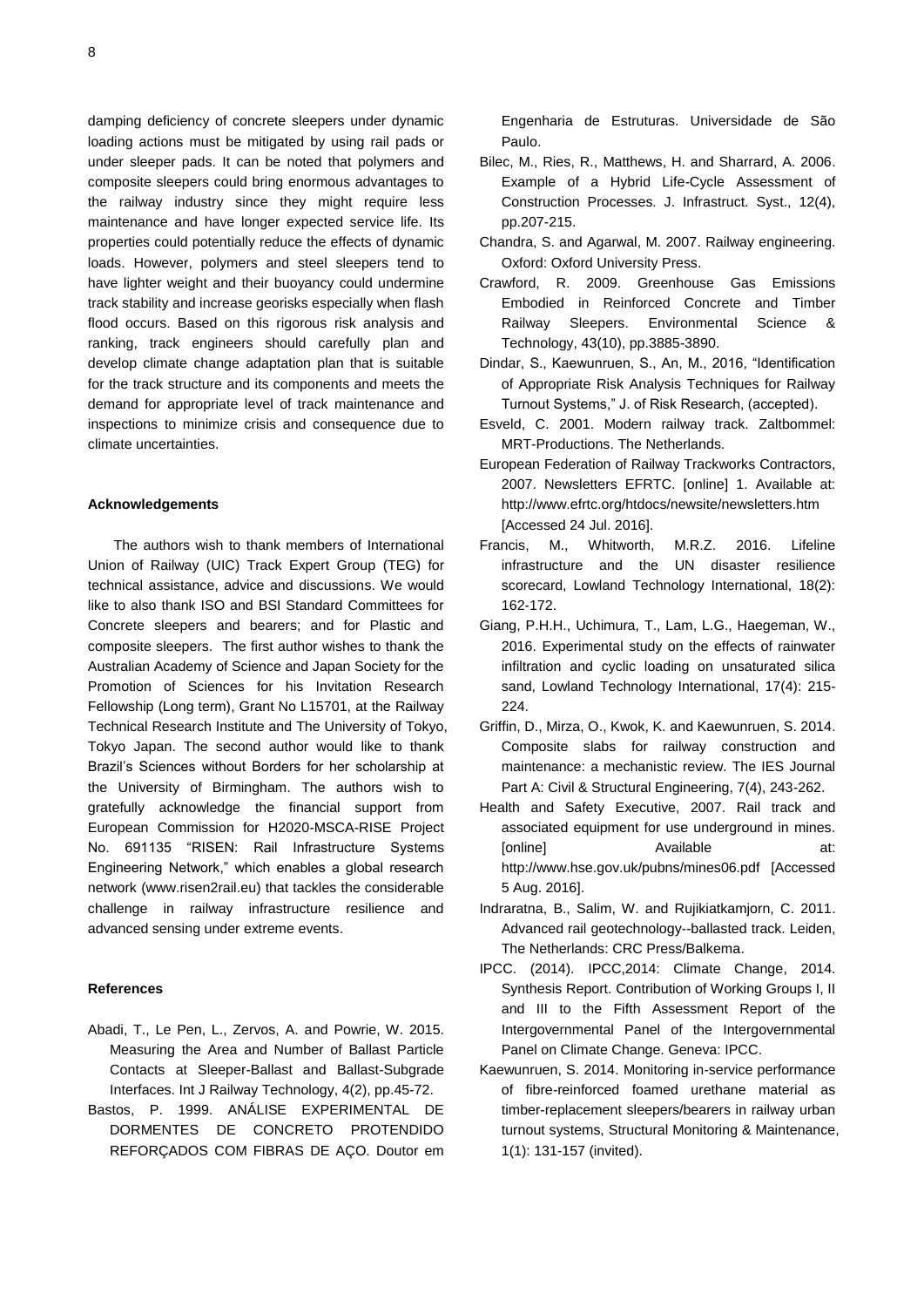damping deficiency of concrete sleepers under dynamic loading actions must be mitigated by using rail pads or under sleeper pads. It can be noted that polymers and composite sleepers could bring enormous advantages to the railway industry since they might require less maintenance and have longer expected service life. Its properties could potentially reduce the effects of dynamic loads. However, polymers and steel sleepers tend to have lighter weight and their buoyancy could undermine track stability and increase georisks especially when flash flood occurs. Based on this rigorous risk analysis and ranking, track engineers should carefully plan and develop climate change adaptation plan that is suitable for the track structure and its components and meets the demand for appropriate level of track maintenance and inspections to minimize crisis and consequence due to climate uncertainties.

#### Acknowledgements

The authors wish to thank members of International Union of Railway (UIC) Track Expert Group (TEG) for technical assistance, advice and discussions. We would like to also thank ISO and BSI Standard Committees for Concrete sleepers and bearers; and for Plastic and composite sleepers. The first author wishes to thank the Australian Academy of Science and Japan Society for the Promotion of Sciences for his Invitation Research Fellowship (Long term), Grant No L15701, at the Railway Technical Research Institute and The University of Tokyo, Tokyo Japan. The second author would like to thank Brazil's Sciences without Borders for her scholarship at the University of Birmingham. The authors wish to gratefully acknowledge the financial support from European Commission for H2020-MSCA-RISE Project No. 691135 "RISEN: Rail Infrastructure Systems Engineering Network," which enables a global research network (www.risen2rail.eu) that tackles the considerable challenge in railway infrastructure resilience and advanced sensing under extreme events.

#### References

Abadi, T., Le Pen, L., Zervos, A. and Powrie, W. 2015. Measuring the Area and Number of Ballast Particle Contacts at Sleeper-Ballast and Ballast-Subgrade Interfaces. Int J Railway Technology, 4(2), pp.45-72.

Bastos, P. 1999. ANÁLISE EXPERIMENTAL DE DORMENTES DE CONCRETO PROTENDIDO REFORÇADOS COM FIBRAS DE AÇO. Doutor em Engenharia de Estruturas. Universidade de São Paulo.

Bilec, M., Ries, R., Matthews, H. and Sharrard, A. 2006. Example of a Hybrid Life-Cycle Assessment of Construction Processes. J. Infrastruct. Syst., 12(4), pp.207-215.

Chandra, S. and Agarwal, M. 2007. Railway engineering. Oxford: Oxford University Press.

Crawford, R. 2009. Greenhouse Gas Emissions Embodied in Reinforced Concrete and Timber Railway Sleepers. Environmental Science & Technology, 43(10), pp.3885-3890.

Dindar, S., Kaewunruen, S., An, M., 2016, "Identification of Appropriate Risk Analysis Techniques for Railway Turnout Systems," J. of Risk Research, (accepted).

Esveld, C. 2001. Modern railway track. Zaltbommel: MRT-Productions. The Netherlands.

European Federation of Railway Trackworks Contractors, 2007. Newsletters EFRTC. [online] 1. Available at: http://www.efrtc.org/htdocs/newsite/newsletters.htm [Accessed 24 Jul. 2016].

Francis, M., Whitworth, M.R.Z. 2016. Lifeline infrastructure and the UN disaster resilience scorecard, Lowland Technology International, 18(2): 162-172.

Giang, P.H.H., Uchimura, T., Lam, L.G., Haegeman, W., 2016. Experimental study on the effects of rainwater infiltration and cyclic loading on unsaturated silica sand, Lowland Technology International, 17(4): 215-224.

Griffin, D., Mirza, O., Kwok, K. and Kaewunruen, S. 2014. Composite slabs for railway construction and maintenance: a mechanistic review. The IES Journal Part A: Civil & Structural Engineering, 7(4), 243-262.

Health and Safety Executive, 2007. Rail track and associated equipment for use underground in mines. [online] Available at: http://www.hse.gov.uk/pubns/mines06.pdf [Accessed 5 Aug. 2016].

Indraratna, B., Salim, W. and Rujikiatkamjorn, C. 2011. Advanced rail geotechnology--ballasted track. Leiden, The Netherlands: CRC Press/Balkema.

IPCC. (2014). IPCC,2014: Climate Change, 2014. Synthesis Report. Contribution of Working Groups I, II and III to the Fifth Assessment Report of the Intergovernmental Panel of the Intergovernmental Panel on Climate Change. Geneva: IPCC.

Kaewunruen, S. 2014. Monitoring in-service performance of fibre-reinforced foamed urethane material as timber-replacement sleepers/bearers in railway urban turnout systems, Structural Monitoring & Maintenance, 1(1): 131-157 (invited).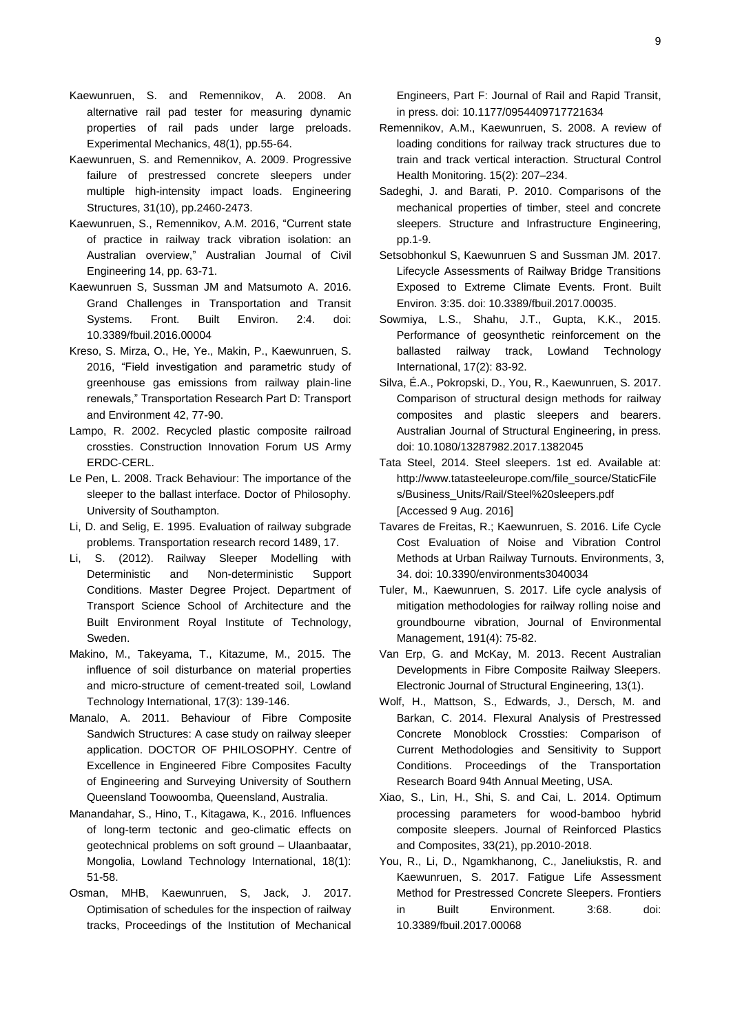Kaewunruen, S. and Remennikov, A. 2008. An alternative rail pad tester for measuring dynamic properties of rail pads under large preloads. Experimental Mechanics, 48(1), pp.55-64.

Kaewunruen, S. and Remennikov, A. 2009. Progressive failure of prestressed concrete sleepers under multiple high-intensity impact loads. Engineering Structures, 31(10), pp.2460-2473.

Kaewunruen, S., Remennikov, A.M. 2016, "Current state of practice in railway track vibration isolation: an Australian overview," Australian Journal of Civil Engineering 14, pp. 63-71.

Kaewunruen S, Sussman JM and Matsumoto A. 2016. Grand Challenges in Transportation and Transit Systems. Front. Built Environ. 2:4. doi: 10.3389/fbuil.2016.00004

Kreso, S. Mirza, O., He, Ye., Makin, P., Kaewunruen, S. 2016, "Field investigation and parametric study of greenhouse gas emissions from railway plain-line renewals," Transportation Research Part D: Transport and Environment 42, 77-90.

Lampo, R. 2002. Recycled plastic composite railroad crossties. Construction Innovation Forum US Army ERDC-CERL.

Le Pen, L. 2008. Track Behaviour: The importance of the sleeper to the ballast interface. Doctor of Philosophy. University of Southampton.

Li, D. and Selig, E. 1995. Evaluation of railway subgrade problems. Transportation research record 1489, 17.

Li, S. (2012). Railway Sleeper Modelling with Deterministic and Non-deterministic Support Conditions. Master Degree Project. Department of Transport Science School of Architecture and the Built Environment Royal Institute of Technology, Sweden.

Makino, M., Takeyama, T., Kitazume, M., 2015. The influence of soil disturbance on material properties and micro-structure of cement-treated soil, Lowland Technology International, 17(3): 139-146.

Manalo, A. 2011. Behaviour of Fibre Composite Sandwich Structures: A case study on railway sleeper application. DOCTOR OF PHILOSOPHY. Centre of Excellence in Engineered Fibre Composites Faculty of Engineering and Surveying University of Southern Queensland Toowoomba, Queensland, Australia.

Manandahar, S., Hino, T., Kitagawa, K., 2016. Influences of long-term tectonic and geo-climatic effects on geotechnical problems on soft ground – Ulaanbaatar, Mongolia, Lowland Technology International, 18(1): 51-58.

Osman, MHB, Kaewunruen, S, Jack, J. 2017. Optimisation of schedules for the inspection of railway tracks, Proceedings of the Institution of Mechanical Engineers, Part F: Journal of Rail and Rapid Transit, in press. doi: 10.1177/0954409717721634

Remennikov, A.M., Kaewunruen, S. 2008. A review of loading conditions for railway track structures due to train and track vertical interaction. Structural Control Health Monitoring. 15(2): 207–234.

Sadeghi, J. and Barati, P. 2010. Comparisons of the mechanical properties of timber, steel and concrete sleepers. Structure and Infrastructure Engineering, pp.1-9.

Setsobhonkul S, Kaewunruen S and Sussman JM. 2017. Lifecycle Assessments of Railway Bridge Transitions Exposed to Extreme Climate Events. Front. Built Environ. 3:35. doi: 10.3389/fbuil.2017.00035.

Sowmiya, L.S., Shahu, J.T., Gupta, K.K., 2015. Performance of geosynthetic reinforcement on the ballasted railway track, Lowland Technology International, 17(2): 83-92.

Silva, É.A., Pokropski, D., You, R., Kaewunruen, S. 2017. Comparison of structural design methods for railway composites and plastic sleepers and bearers. Australian Journal of Structural Engineering, in press. doi: 10.1080/13287982.2017.1382045

Tata Steel, 2014. Steel sleepers. 1st ed. Available at: http://www.tatasteeleurope.com/file_source/StaticFiles/Business_Units/Rail/Steel%20sleepers.pdf [Accessed 9 Aug. 2016]

Tavares de Freitas, R.; Kaewunruen, S. 2016. Life Cycle Cost Evaluation of Noise and Vibration Control Methods at Urban Railway Turnouts. Environments, 3, 34. doi: 10.3390/environments3040034

Tuler, M., Kaewunruen, S. 2017. Life cycle analysis of mitigation methodologies for railway rolling noise and groundbourne vibration, Journal of Environmental Management, 191(4): 75-82.

Van Erp, G. and McKay, M. 2013. Recent Australian Developments in Fibre Composite Railway Sleepers. Electronic Journal of Structural Engineering, 13(1).

Wolf, H., Mattson, S., Edwards, J., Dersch, M. and Barkan, C. 2014. Flexural Analysis of Prestressed Concrete Monoblock Crossties: Comparison of Current Methodologies and Sensitivity to Support Conditions. Proceedings of the Transportation Research Board 94th Annual Meeting, USA.

Xiao, S., Lin, H., Shi, S. and Cai, L. 2014. Optimum processing parameters for wood-bamboo hybrid composite sleepers. Journal of Reinforced Plastics and Composites, 33(21), pp.2010-2018.

You, R., Li, D., Ngamkhanong, C., Janeliukstis, R. and Kaewunruen, S. 2017. Fatigue Life Assessment Method for Prestressed Concrete Sleepers. Frontiers in Built Environment. 3:68. doi: 10.3389/fbuil.2017.00068